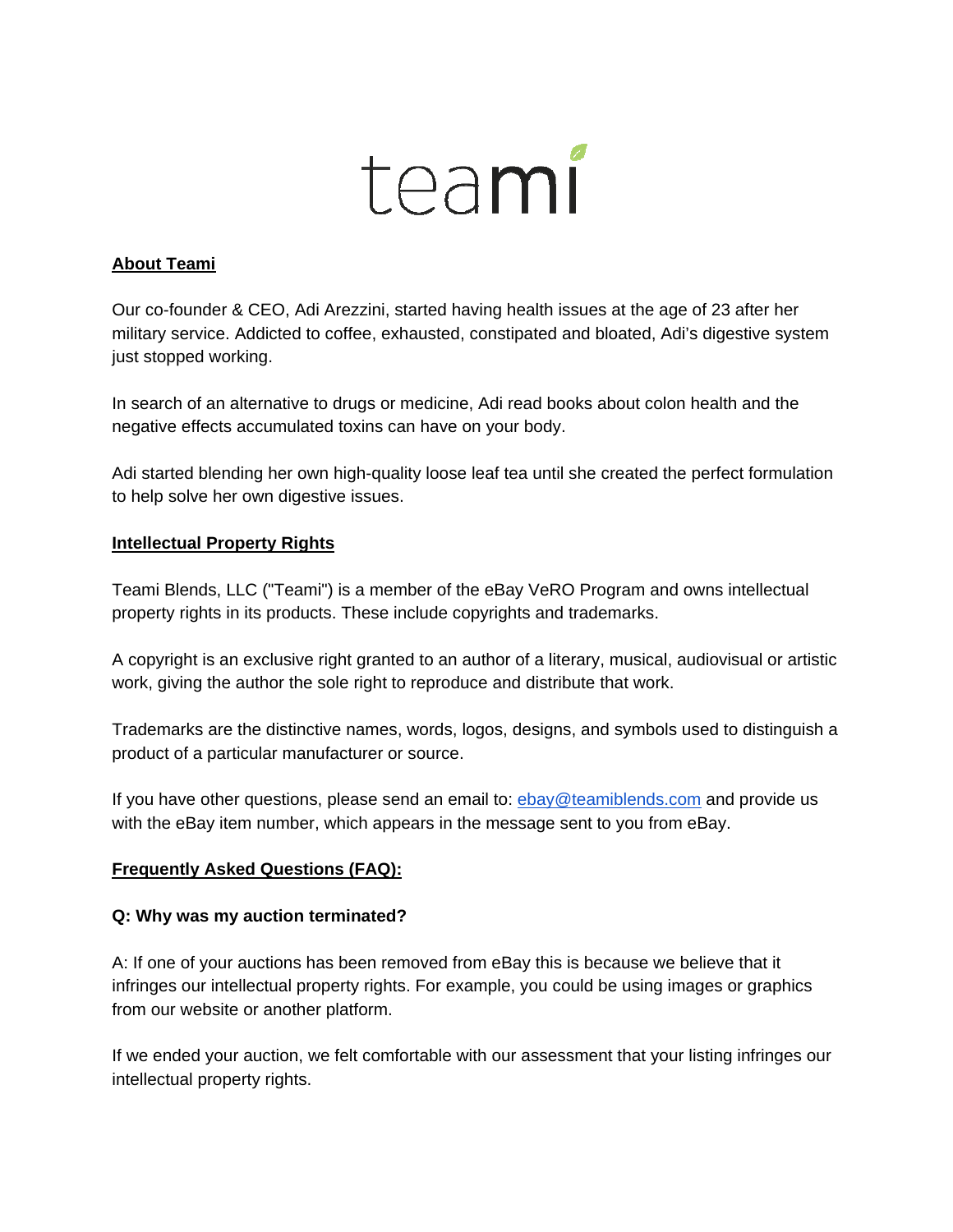# teami

**About Teami**

Our co-founder & CEO, Adi Arezzini, started having health issues at the age of 23 after her military service. Addicted to coffee, exhausted, constipated and bloated, Adi's digestive system just stopped working.

In search of an alternative to drugs or medicine, Adi read books about colon health and the negative effects accumulated toxins can have on your body.

Adi started blending her own high-quality loose leaf tea until she created the perfect formulation to help solve her own digestive issues.

**Intellectual Property Rights**

Teami Blends, LLC ("Teami") is a member of the eBay VeRO Program and owns intellectual property rights in its products. These include copyrights and trademarks.

A copyright is an exclusive right granted to an author of a literary, musical, audiovisual or artistic work, giving the author the sole right to reproduce and distribute that work.

Trademarks are the distinctive names, words, logos, designs, and symbols used to distinguish a product of a particular manufacturer or source.

If you have other questions, please send an email to: ebay@teamiblends.com and provide us with the eBay item number, which appears in the message sent to you from eBay.

**Frequently Asked Questions (FAQ):**

**Q: Why was my auction terminated?**

A: If one of your auctions has been removed from eBay this is because we believe that it infringes our intellectual property rights. For example, you could be using images or graphics from our website or another platform.

If we ended your auction, we felt comfortable with our assessment that your listing infringes our intellectual property rights.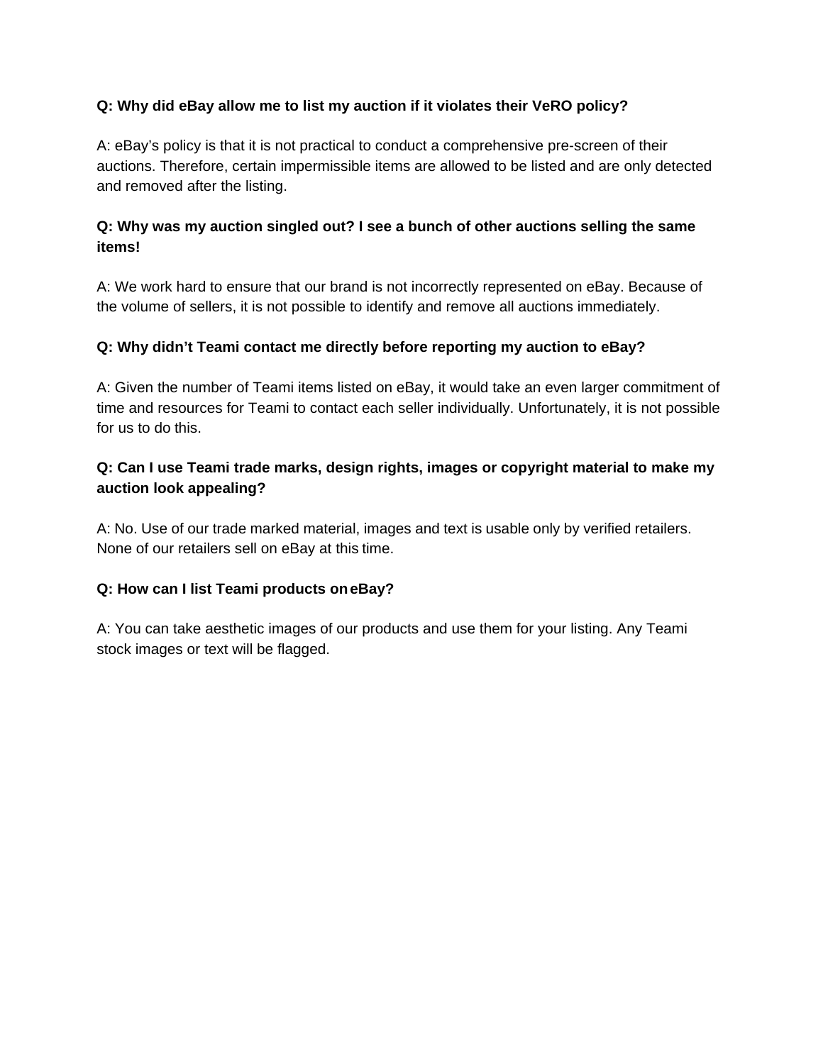**Q: Why did eBay allow me to list my auction if it violates their VeRO policy?**

A: eBay's policy is that it is not practical to conduct a comprehensive pre-screen of their auctions. Therefore, certain impermissible items are allowed to be listed and are only detected and removed after the listing.

**Q: Why was my auction singled out? I see a bunch of other auctions selling the same items!**

A: We work hard to ensure that our brand is not incorrectly represented on eBay. Because of the volume of sellers, it is not possible to identify and remove all auctions immediately.

**Q: Why didn't Teami contact me directly before reporting my auction to eBay?**

A: Given the number of Teami items listed on eBay, it would take an even larger commitment of time and resources for Teami to contact each seller individually. Unfortunately, it is not possible for us to do this.

**Q: Can I use Teami trade marks, design rights, images or copyright material to make my auction look appealing?**

A: No. Use of our trade marked material, images and text is usable only by verified retailers. None of our retailers sell on eBay at this time.

**Q: How can I list Teami products on eBay?**

A: You can take aesthetic images of our products and use them for your listing. Any Teami stock images or text will be flagged.